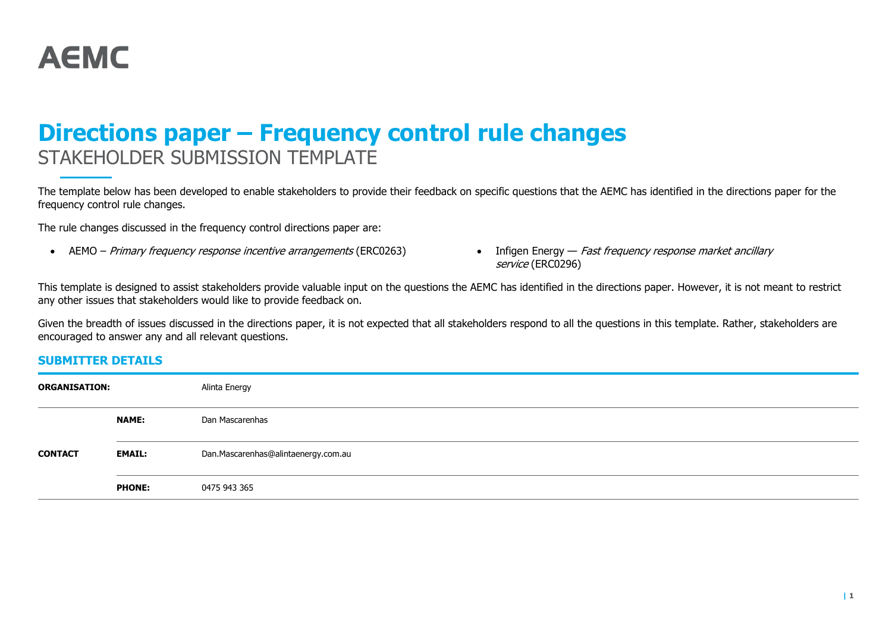AEMC

# Directions paper – Frequency control rule changes

## STAKEHOLDER SUBMISSION TEMPLATE

The template below has been developed to enable stakeholders to provide their feedback on specific questions that the AEMC has identified in the directions paper for the frequency control rule changes.

The rule changes discussed in the frequency control directions paper are:

- AEMO – *Primary frequency response incentive arrangements* (ERC0263)
- Infigen Energy — *Fast frequency response market ancillary service* (ERC0296)

This template is designed to assist stakeholders provide valuable input on the questions the AEMC has identified in the directions paper. However, it is not meant to restrict any other issues that stakeholders would like to provide feedback on.

Given the breadth of issues discussed in the directions paper, it is not expected that all stakeholders respond to all the questions in this template. Rather, stakeholders are encouraged to answer any and all relevant questions.

### SUBMITTER DETAILS

| | | |
|---|---|---|
| **ORGANISATION:** | | Alinta Energy |
| **CONTACT** | **NAME:** | Dan Mascarenhas |
| | **EMAIL:** | Dan.Mascarenhas@alintaenergy.com.au |
| | **PHONE:** | 0475 943 365 |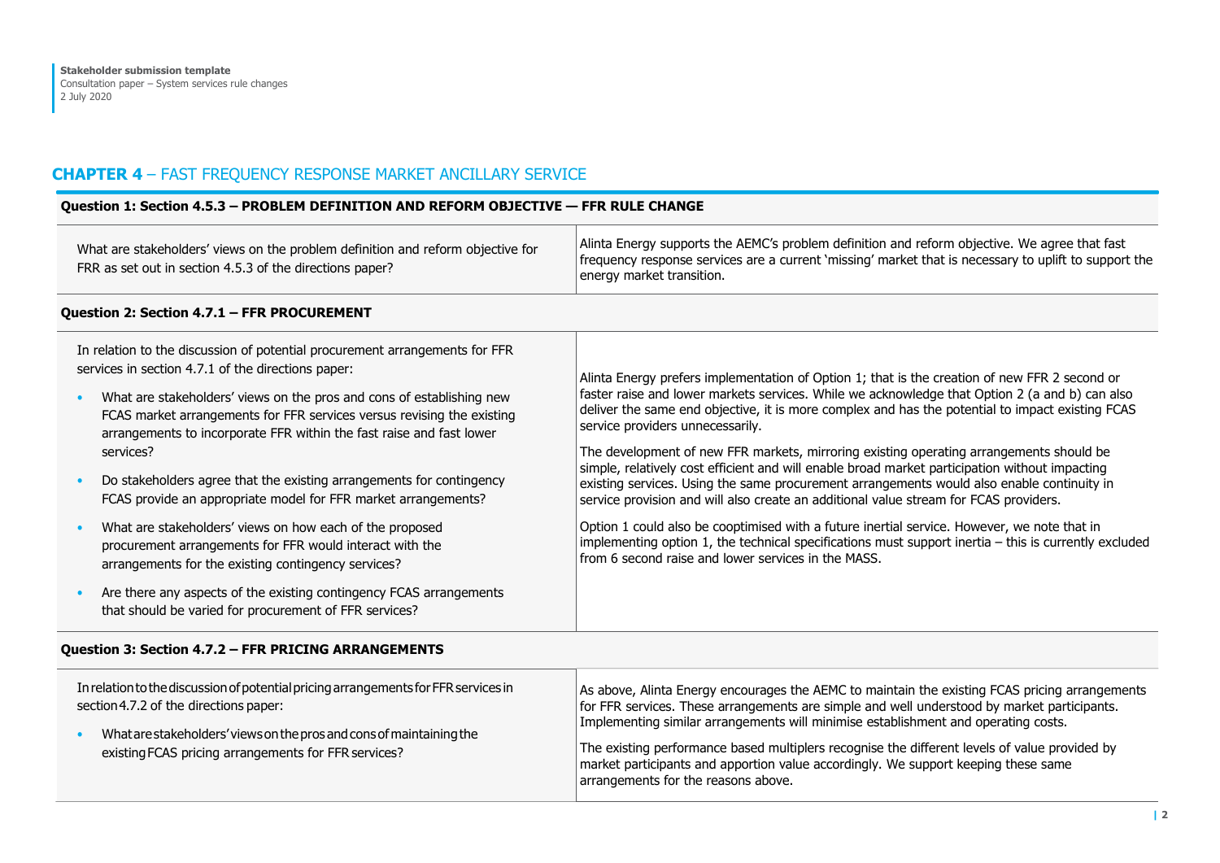## CHAPTER 4 – FAST FREQUENCY RESPONSE MARKET ANCILLARY SERVICE

| **Question 1: Section 4.5.3 – PROBLEM DEFINITION AND REFORM OBJECTIVE — FFR RULE CHANGE** | |
|---|---|
| What are stakeholders' views on the problem definition and reform objective for FRR as set out in section 4.5.3 of the directions paper? | Alinta Energy supports the AEMC's problem definition and reform objective. We agree that fast frequency response services are a current 'missing' market that is necessary to uplift to support the energy market transition. |
| **Question 2: Section 4.7.1 – FFR PROCUREMENT** | |
| In relation to the discussion of potential procurement arrangements for FFR services in section 4.7.1 of the directions paper:<br>• What are stakeholders' views on the pros and cons of establishing new FCAS market arrangements for FFR services versus revising the existing arrangements to incorporate FFR within the fast raise and fast lower services?<br>• Do stakeholders agree that the existing arrangements for contingency FCAS provide an appropriate model for FFR market arrangements?<br>• What are stakeholders' views on how each of the proposed procurement arrangements for FFR would interact with the arrangements for the existing contingency services?<br>• Are there any aspects of the existing contingency FCAS arrangements that should be varied for procurement of FFR services? | Alinta Energy prefers implementation of Option 1; that is the creation of new FFR 2 second or faster raise and lower markets services. While we acknowledge that Option 2 (a and b) can also deliver the same end objective, it is more complex and has the potential to impact existing FCAS service providers unnecessarily.<br><br>The development of new FFR markets, mirroring existing operating arrangements should be simple, relatively cost efficient and will enable broad market participation without impacting existing services. Using the same procurement arrangements would also enable continuity in service provision and will also create an additional value stream for FCAS providers.<br><br>Option 1 could also be cooptimised with a future inertial service. However, we note that in implementing option 1, the technical specifications must support inertia – this is currently excluded from 6 second raise and lower services in the MASS. |
| **Question 3: Section 4.7.2 – FFR PRICING ARRANGEMENTS** | |
| In relation to the discussion of potential pricing arrangements for FFR services in section 4.7.2 of the directions paper:<br>• What are stakeholders' views on the pros and cons of maintaining the existing FCAS pricing arrangements for FFR services? | As above, Alinta Energy encourages the AEMC to maintain the existing FCAS pricing arrangements for FFR services. These arrangements are simple and well understood by market participants. Implementing similar arrangements will minimise establishment and operating costs.<br><br>The existing performance based multipliers recognise the different levels of value provided by market participants and apportion value accordingly. We support keeping these same arrangements for the reasons above. |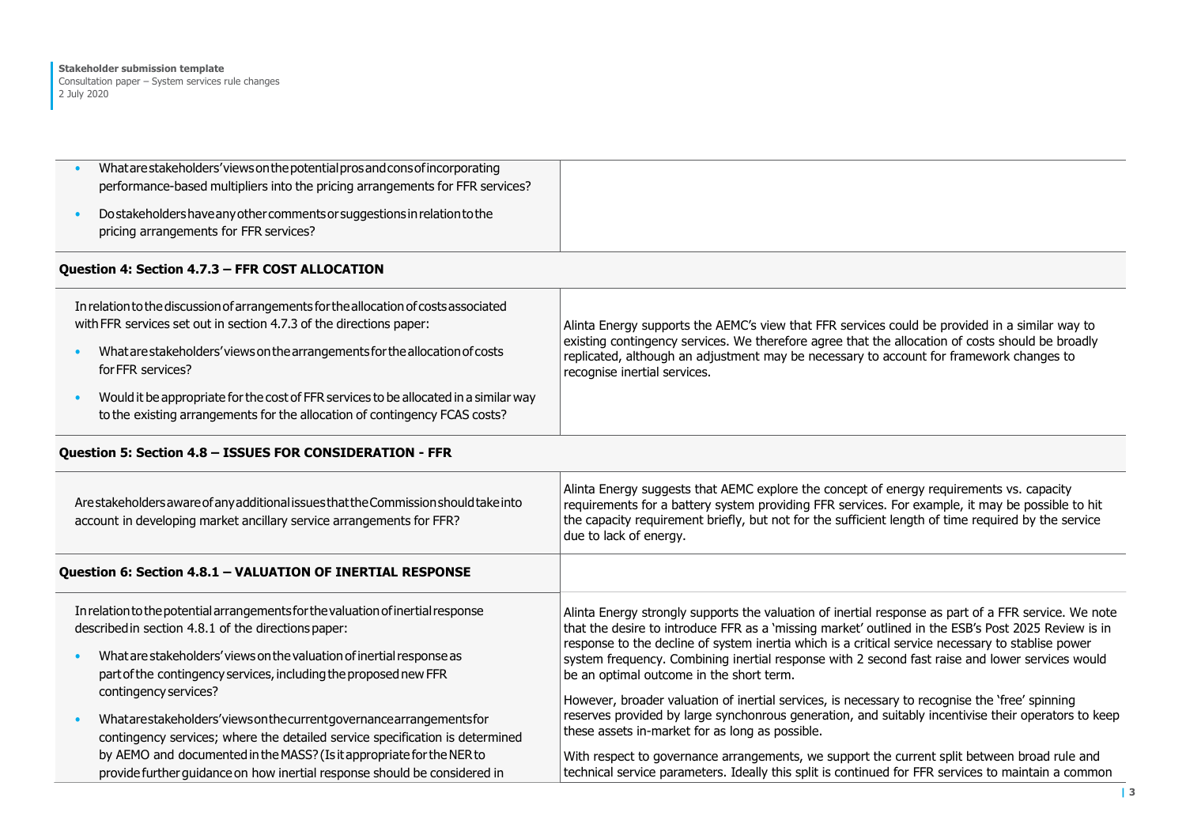| | |
|---|---|
| • What are stakeholders' views on the potential pros and cons of incorporating performance-based multipliers into the pricing arrangements for FFR services?<br>• Do stakeholders have any other comments or suggestions in relation to the pricing arrangements for FFR services? | |
| **Question 4: Section 4.7.3 – FFR COST ALLOCATION** | |
| In relation to the discussion of arrangements for the allocation of costs associated with FFR services set out in section 4.7.3 of the directions paper:<br>• What are stakeholders' views on the arrangements for the allocation of costs for FFR services?<br>• Would it be appropriate for the cost of FFR services to be allocated in a similar way to the existing arrangements for the allocation of contingency FCAS costs? | Alinta Energy supports the AEMC's view that FFR services could be provided in a similar way to existing contingency services. We therefore agree that the allocation of costs should be broadly replicated, although an adjustment may be necessary to account for framework changes to recognise inertial services. |
| **Question 5: Section 4.8 – ISSUES FOR CONSIDERATION - FFR** | |
| Are stakeholders aware of any additional issues that the Commission should take into account in developing market ancillary service arrangements for FFR? | Alinta Energy suggests that AEMC explore the concept of energy requirements vs. capacity requirements for a battery system providing FFR services. For example, it may be possible to hit the capacity requirement briefly, but not for the sufficient length of time required by the service due to lack of energy. |
| **Question 6: Section 4.8.1 – VALUATION OF INERTIAL RESPONSE** | |
| In relation to the potential arrangements for the valuation of inertial response described in section 4.8.1 of the directions paper:<br>• What are stakeholders' views on the valuation of inertial response as part of the contingency services, including the proposed new FFR contingency services?<br>• What are stakeholders' views on the current governance arrangements for contingency services; where the detailed service specification is determined by AEMO and documented in the MASS? (Is it appropriate for the NER to provide further guidance on how inertial response should be considered in | Alinta Energy strongly supports the valuation of inertial response as part of a FFR service. We note that the desire to introduce FFR as a 'missing market' outlined in the ESB's Post 2025 Review is in response to the decline of system inertia which is a critical service necessary to stablise power system frequency. Combining inertial response with 2 second fast raise and lower services would be an optimal outcome in the short term.<br><br>However, broader valuation of inertial services, is necessary to recognise the 'free' spinning reserves provided by large synchonrous generation, and suitably incentivise their operators to keep these assets in-market for as long as possible.<br><br>With respect to governance arrangements, we support the current split between broad rule and technical service parameters. Ideally this split is continued for FFR services to maintain a common |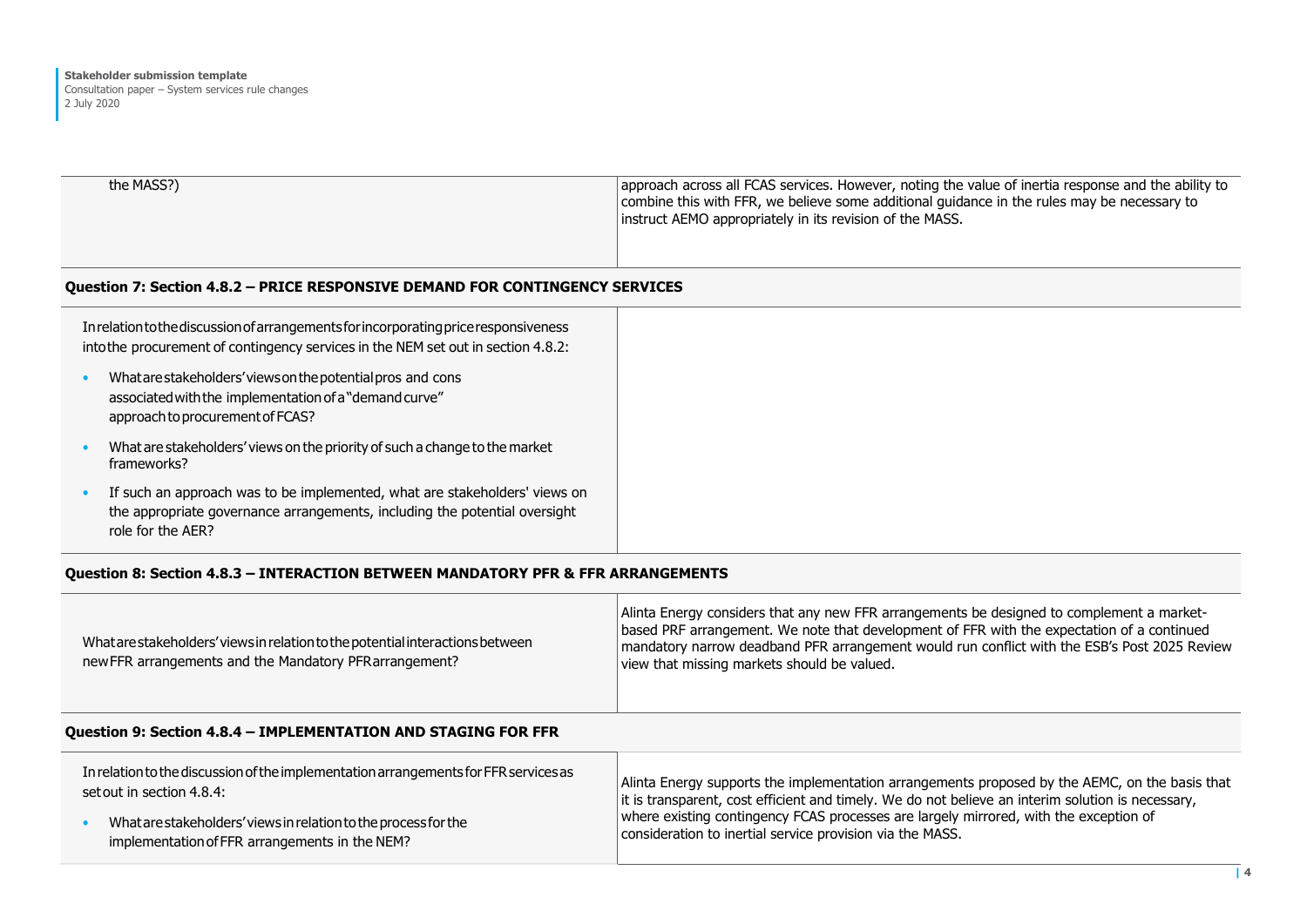| | |
|---|---|
| the MASS?) | approach across all FCAS services. However, noting the value of inertia response and the ability to combine this with FFR, we believe some additional guidance in the rules may be necessary to instruct AEMO appropriately in its revision of the MASS. |

**Question 7: Section 4.8.2 – PRICE RESPONSIVE DEMAND FOR CONTINGENCY SERVICES**

| | |
|---|---|
| In relation to the discussion of arrangements for incorporating price responsiveness into the procurement of contingency services in the NEM set out in section 4.8.2:<br>• What are stakeholders' views on the potential pros and cons associated with the implementation of a "demand curve" approach to procurement of FCAS?<br>• What are stakeholders' views on the priority of such a change to the market frameworks?<br>• If such an approach was to be implemented, what are stakeholders' views on the appropriate governance arrangements, including the potential oversight role for the AER? | |

**Question 8: Section 4.8.3 – INTERACTION BETWEEN MANDATORY PFR & FFR ARRANGEMENTS**

| | |
|---|---|
| What are stakeholders' views in relation to the potential interactions between new FFR arrangements and the Mandatory PFR arrangement? | Alinta Energy considers that any new FFR arrangements be designed to complement a market-based PRF arrangement. We note that development of FFR with the expectation of a continued mandatory narrow deadband PFR arrangement would run conflict with the ESB's Post 2025 Review view that missing markets should be valued. |

**Question 9: Section 4.8.4 – IMPLEMENTATION AND STAGING FOR FFR**

| | |
|---|---|
| In relation to the discussion of the implementation arrangements for FFR services as set out in section 4.8.4:<br>• What are stakeholders' views in relation to the process for the implementation of FFR arrangements in the NEM? | Alinta Energy supports the implementation arrangements proposed by the AEMC, on the basis that it is transparent, cost efficient and timely. We do not believe an interim solution is necessary, where existing contingency FCAS processes are largely mirrored, with the exception of consideration to inertial service provision via the MASS. |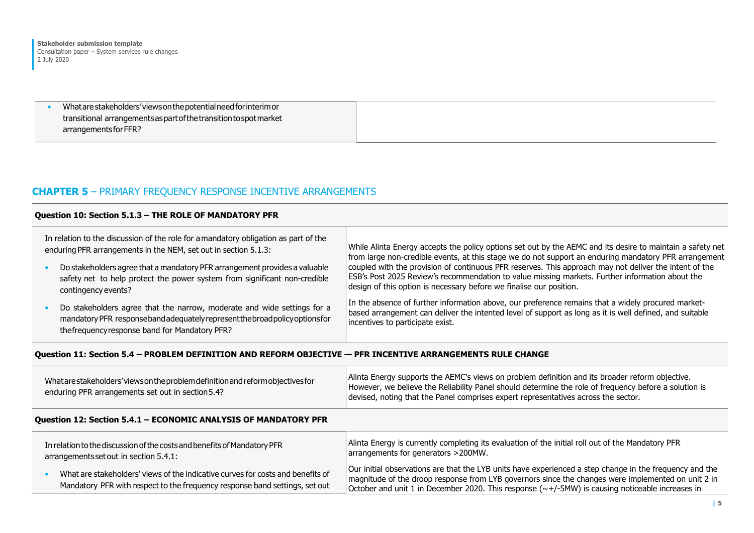| | |
|---|---|
| • What are stakeholders' views on the potential need for interim or transitional arrangements as part of the transition to spot market arrangements for FFR? | |

## CHAPTER 5 – PRIMARY FREQUENCY RESPONSE INCENTIVE ARRANGEMENTS

| Question 10: Section 5.1.3 – THE ROLE OF MANDATORY PFR | |
|---|---|
| In relation to the discussion of the role for a mandatory obligation as part of the enduring PFR arrangements in the NEM, set out in section 5.1.3:<br>• Do stakeholders agree that a mandatory PFR arrangement provides a valuable safety net to help protect the power system from significant non-credible contingency events?<br>• Do stakeholders agree that the narrow, moderate and wide settings for a mandatory PFR response band adequately represent the broad policy options for the frequency response band for Mandatory PFR? | While Alinta Energy accepts the policy options set out by the AEMC and its desire to maintain a safety net from large non-credible events, at this stage we do not support an enduring mandatory PFR arrangement coupled with the provision of continuous PFR reserves. This approach may not deliver the intent of the ESB's Post 2025 Review's recommendation to value missing markets. Further information about the design of this option is necessary before we finalise our position.<br><br>In the absence of further information above, our preference remains that a widely procured market-based arrangement can deliver the intented level of support as long as it is well defined, and suitable incentives to participate exist. |

| Question 11: Section 5.4 – PROBLEM DEFINITION AND REFORM OBJECTIVE — PFR INCENTIVE ARRANGEMENTS RULE CHANGE | |
|---|---|
| What are stakeholders' views on the problem definition and reform objectives for enduring PFR arrangements set out in section 5.4? | Alinta Energy supports the AEMC's views on problem definition and its broader reform objective. However, we believe the Reliability Panel should determine the role of frequency before a solution is devised, noting that the Panel comprises expert representatives across the sector. |

| Question 12: Section 5.4.1 – ECONOMIC ANALYSIS OF MANDATORY PFR | |
|---|---|
| In relation to the discussion of the costs and benefits of Mandatory PFR arrangements set out in section 5.4.1:<br>• What are stakeholders' views of the indicative curves for costs and benefits of Mandatory PFR with respect to the frequency response band settings, set out | Alinta Energy is currently completing its evaluation of the initial roll out of the Mandatory PFR arrangements for generators >200MW.<br><br>Our initial observations are that the LYB units have experienced a step change in the frequency and the magnitude of the droop response from LYB governors since the changes were implemented on unit 2 in October and unit 1 in December 2020. This response (~+/-5MW) is causing noticeable increases in |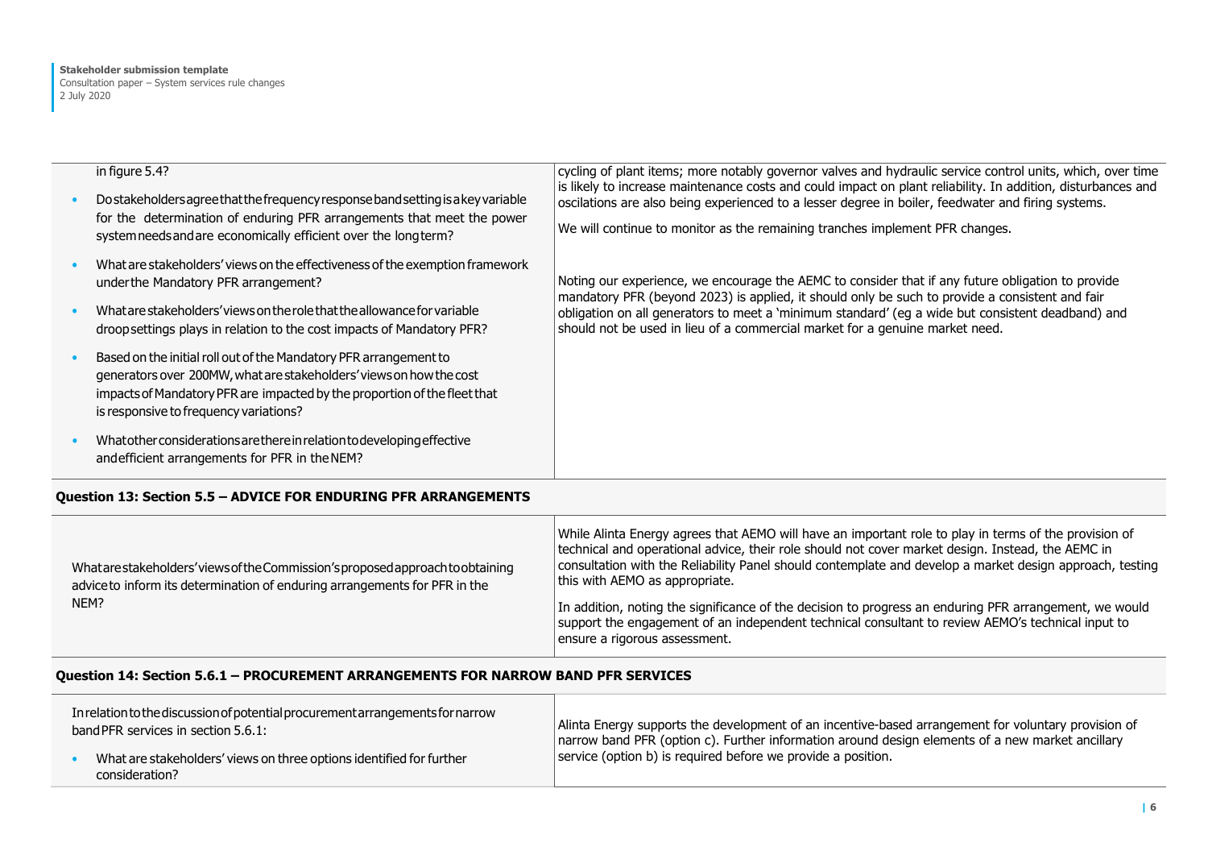| in figure 5.4?<br><br>• Do stakeholders agree that the frequency response band setting is a key variable for the determination of enduring PFR arrangements that meet the power system needs and are economically efficient over the long term?<br><br>• What are stakeholders' views on the effectiveness of the exemption framework under the Mandatory PFR arrangement?<br><br>• What are stakeholders' views on the role that the allowance for variable droop settings plays in relation to the cost impacts of Mandatory PFR?<br><br>• Based on the initial roll out of the Mandatory PFR arrangement to generators over 200MW, what are stakeholders' views on how the cost impacts of Mandatory PFR are impacted by the proportion of the fleet that is responsive to frequency variations?<br><br>• What other considerations are there in relation to developing effective and efficient arrangements for PFR in the NEM? | cycling of plant items; more notably governor valves and hydraulic service control units, which, over time is likely to increase maintenance costs and could impact on plant reliability. In addition, disturbances and oscilations are also being experienced to a lesser degree in boiler, feedwater and firing systems.<br><br>We will continue to monitor as the remaining tranches implement PFR changes.<br><br>Noting our experience, we encourage the AEMC to consider that if any future obligation to provide mandatory PFR (beyond 2023) is applied, it should only be such to provide a consistent and fair obligation on all generators to meet a 'minimum standard' (eg a wide but consistent deadband) and should not be used in lieu of a commercial market for a genuine market need. |
|---|---|
| **Question 13: Section 5.5 – ADVICE FOR ENDURING PFR ARRANGEMENTS** | |
| What are stakeholders' views of the Commission's proposed approach to obtaining advice to inform its determination of enduring arrangements for PFR in the NEM? | While Alinta Energy agrees that AEMO will have an important role to play in terms of the provision of technical and operational advice, their role should not cover market design. Instead, the AEMC in consultation with the Reliability Panel should contemplate and develop a market design approach, testing this with AEMO as appropriate.<br><br>In addition, noting the significance of the decision to progress an enduring PFR arrangement, we would support the engagement of an independent technical consultant to review AEMO's technical input to ensure a rigorous assessment. |
| **Question 14: Section 5.6.1 – PROCUREMENT ARRANGEMENTS FOR NARROW BAND PFR SERVICES** | |
| In relation to the discussion of potential procurement arrangements for narrow band PFR services in section 5.6.1:<br><br>• What are stakeholders' views on three options identified for further consideration? | Alinta Energy supports the development of an incentive-based arrangement for voluntary provision of narrow band PFR (option c). Further information around design elements of a new market ancillary service (option b) is required before we provide a position. |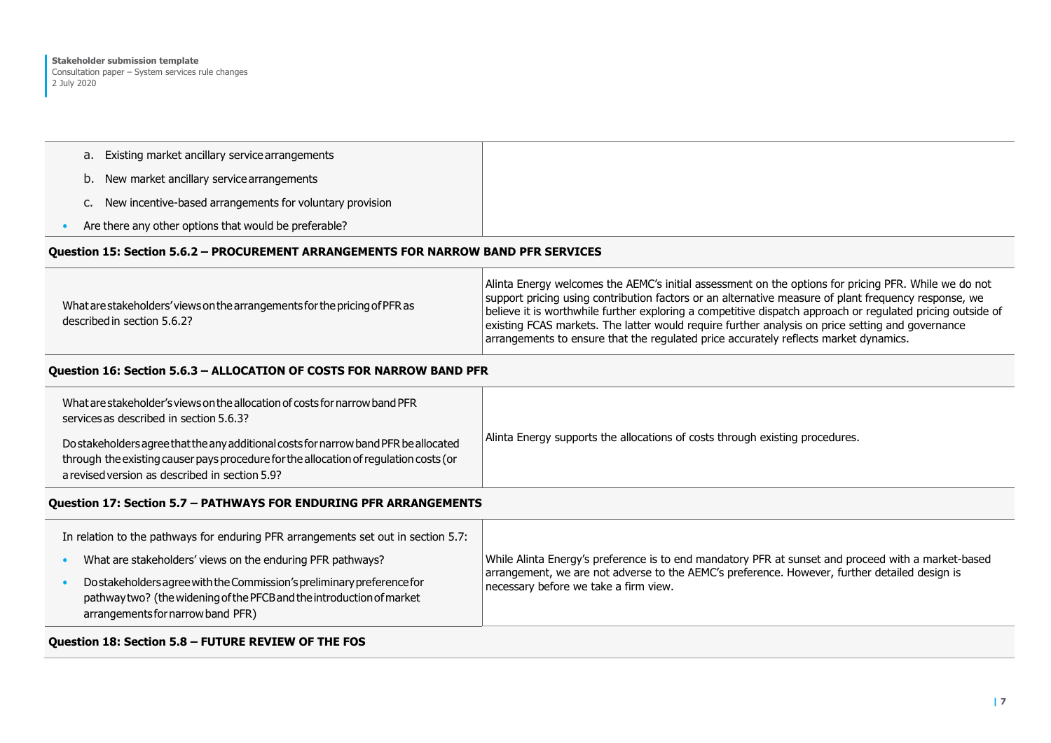| | |
|---|---|
| a. Existing market ancillary service arrangements<br>b. New market ancillary service arrangements<br>c. New incentive-based arrangements for voluntary provision<br>• Are there any other options that would be preferable? | |

**Question 15: Section 5.6.2 – PROCUREMENT ARRANGEMENTS FOR NARROW BAND PFR SERVICES**

| | |
|---|---|
| What are stakeholders' views on the arrangements for the pricing of PFR as described in section 5.6.2? | Alinta Energy welcomes the AEMC's initial assessment on the options for pricing PFR. While we do not support pricing using contribution factors or an alternative measure of plant frequency response, we believe it is worthwhile further exploring a competitive dispatch approach or regulated pricing outside of existing FCAS markets. The latter would require further analysis on price setting and governance arrangements to ensure that the regulated price accurately reflects market dynamics. |

**Question 16: Section 5.6.3 – ALLOCATION OF COSTS FOR NARROW BAND PFR**

| | |
|---|---|
| What are stakeholder's views on the allocation of costs for narrow band PFR services as described in section 5.6.3?<br><br>Do stakeholders agree that the any additional costs for narrow band PFR be allocated through the existing causer pays procedure for the allocation of regulation costs (or a revised version as described in section 5.9? | Alinta Energy supports the allocations of costs through existing procedures. |

**Question 17: Section 5.7 – PATHWAYS FOR ENDURING PFR ARRANGEMENTS**

| | |
|---|---|
| In relation to the pathways for enduring PFR arrangements set out in section 5.7:<br>• What are stakeholders' views on the enduring PFR pathways?<br>• Do stakeholders agree with the Commission's preliminary preference for pathway two? (the widening of the PFCB and the introduction of market arrangements for narrow band PFR) | While Alinta Energy's preference is to end mandatory PFR at sunset and proceed with a market-based arrangement, we are not adverse to the AEMC's preference. However, further detailed design is necessary before we take a firm view. |

**Question 18: Section 5.8 – FUTURE REVIEW OF THE FOS**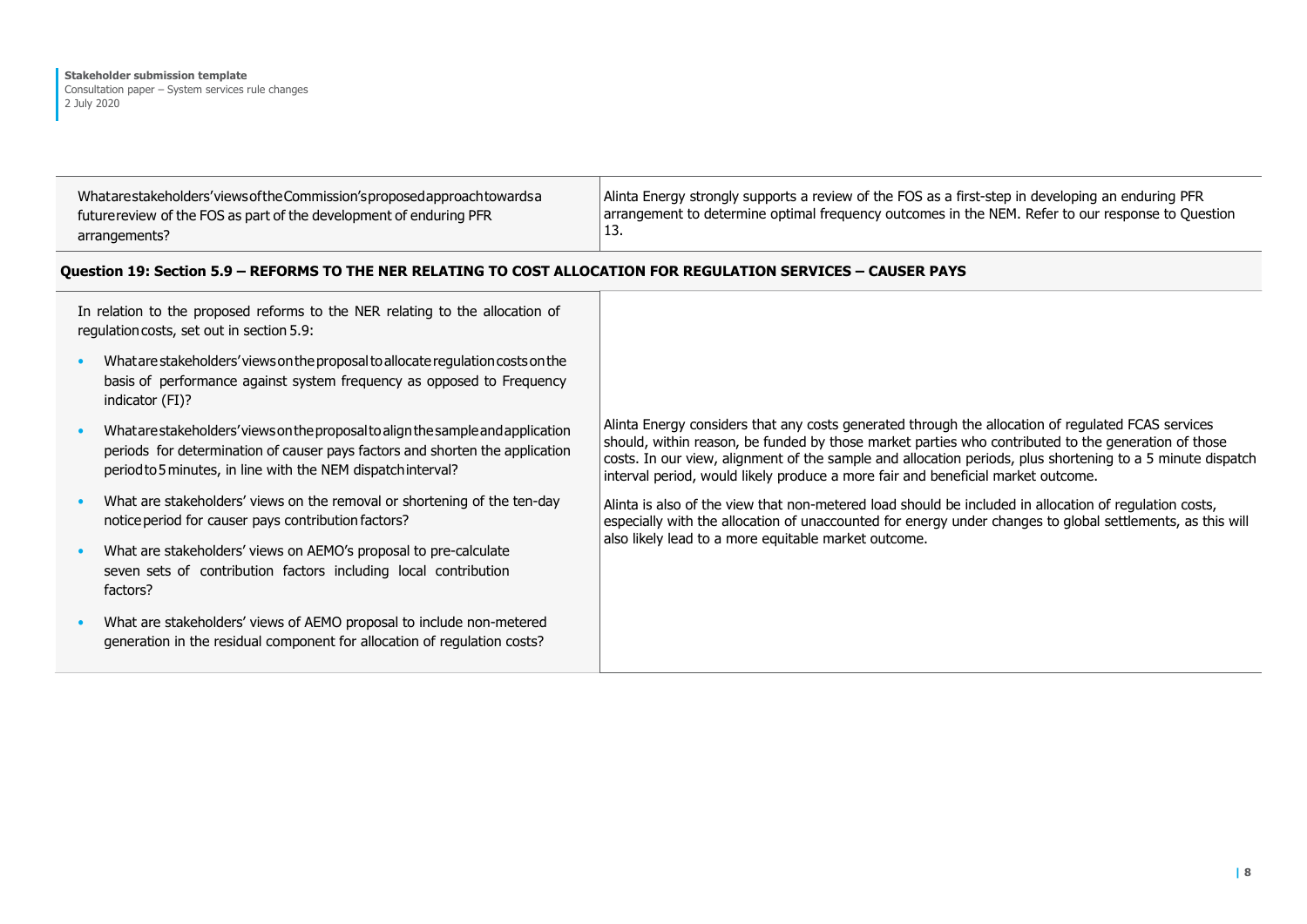| | |
|---|---|
| What are stakeholders' views of the Commission's proposed approach towards a future review of the FOS as part of the development of enduring PFR arrangements? | Alinta Energy strongly supports a review of the FOS as a first-step in developing an enduring PFR arrangement to determine optimal frequency outcomes in the NEM. Refer to our response to Question 13. |

**Question 19: Section 5.9 – REFORMS TO THE NER RELATING TO COST ALLOCATION FOR REGULATION SERVICES – CAUSER PAYS**

| | |
|---|---|
| In relation to the proposed reforms to the NER relating to the allocation of regulation costs, set out in section 5.9:<br>• What are stakeholders' views on the proposal to allocate regulation costs on the basis of performance against system frequency as opposed to Frequency indicator (FI)?<br>• What are stakeholders' views on the proposal to align the sample and application periods for determination of causer pays factors and shorten the application period to 5 minutes, in line with the NEM dispatch interval?<br>• What are stakeholders' views on the removal or shortening of the ten-day notice period for causer pays contribution factors?<br>• What are stakeholders' views on AEMO's proposal to pre-calculate seven sets of contribution factors including local contribution factors?<br>• What are stakeholders' views of AEMO proposal to include non-metered generation in the residual component for allocation of regulation costs? | Alinta Energy considers that any costs generated through the allocation of regulated FCAS services should, within reason, be funded by those market parties who contributed to the generation of those costs. In our view, alignment of the sample and allocation periods, plus shortening to a 5 minute dispatch interval period, would likely produce a more fair and beneficial market outcome.<br><br>Alinta is also of the view that non-metered load should be included in allocation of regulation costs, especially with the allocation of unaccounted for energy under changes to global settlements, as this will also likely lead to a more equitable market outcome. |